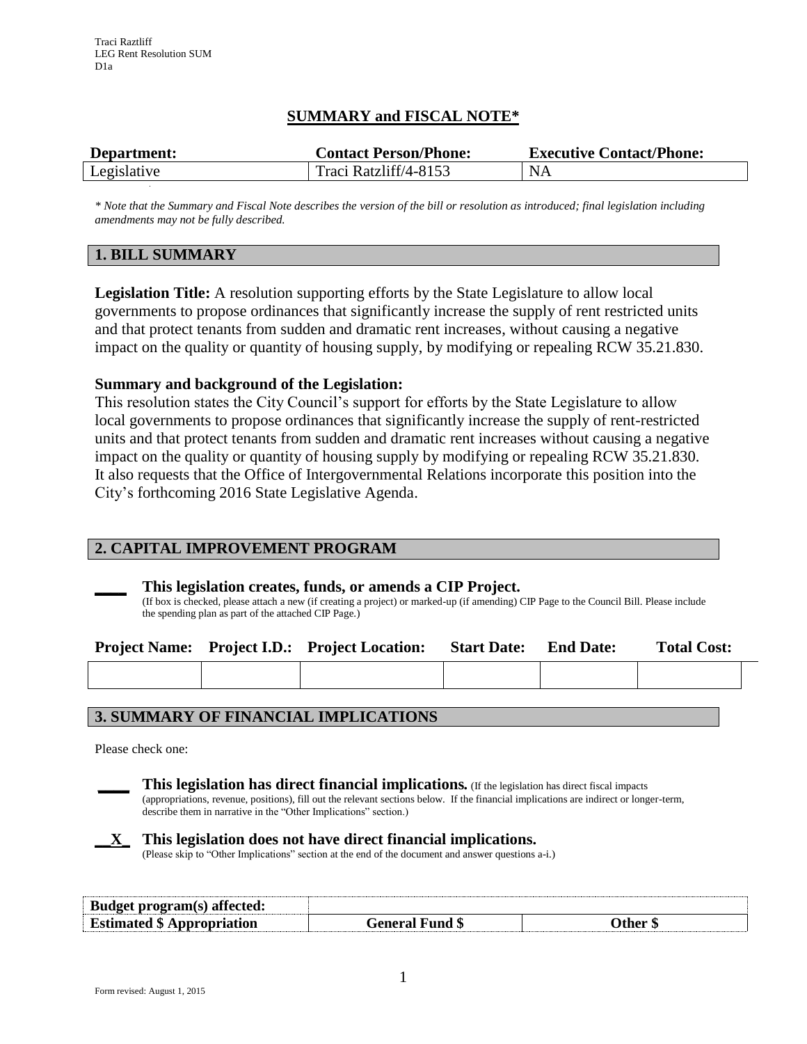Traci Raztliff
LEG Rent Resolution SUM
D1a

# SUMMARY and FISCAL NOTE*

| Department: | Contact Person/Phone: | Executive Contact/Phone: |
|---|---|---|
| Legislative | Traci Ratzliff/4-8153 | NA |

*\* Note that the Summary and Fiscal Note describes the version of the bill or resolution as introduced; final legislation including amendments may not be fully described.*

## 1. BILL SUMMARY

**Legislation Title:** A resolution supporting efforts by the State Legislature to allow local governments to propose ordinances that significantly increase the supply of rent restricted units and that protect tenants from sudden and dramatic rent increases, without causing a negative impact on the quality or quantity of housing supply, by modifying or repealing RCW 35.21.830.

**Summary and background of the Legislation:**
This resolution states the City Council's support for efforts by the State Legislature to allow local governments to propose ordinances that significantly increase the supply of rent-restricted units and that protect tenants from sudden and dramatic rent increases without causing a negative impact on the quality or quantity of housing supply by modifying or repealing RCW 35.21.830. It also requests that the Office of Intergovernmental Relations incorporate this position into the City's forthcoming 2016 State Legislative Agenda.

## 2. CAPITAL IMPROVEMENT PROGRAM

____ **This legislation creates, funds, or amends a CIP Project.**
(If box is checked, please attach a new (if creating a project) or marked-up (if amending) CIP Page to the Council Bill. Please include the spending plan as part of the attached CIP Page.)

| Project Name: | Project I.D.: | Project Location: | Start Date: | End Date: | Total Cost: |
|---|---|---|---|---|---|
| | | | | | |

## 3. SUMMARY OF FINANCIAL IMPLICATIONS

Please check one:

____ **This legislation has direct financial implications.** (If the legislation has direct fiscal impacts (appropriations, revenue, positions), fill out the relevant sections below. If the financial implications are indirect or longer-term, describe them in narrative in the "Other Implications" section.)

__X_ **This legislation does not have direct financial implications.**
(Please skip to "Other Implications" section at the end of the document and answer questions a-i.)

| Budget program(s) affected: | | |
|---|---|---|
| **Estimated $ Appropriation** | **General Fund $** | **Other $** |

Form revised: August 1, 2015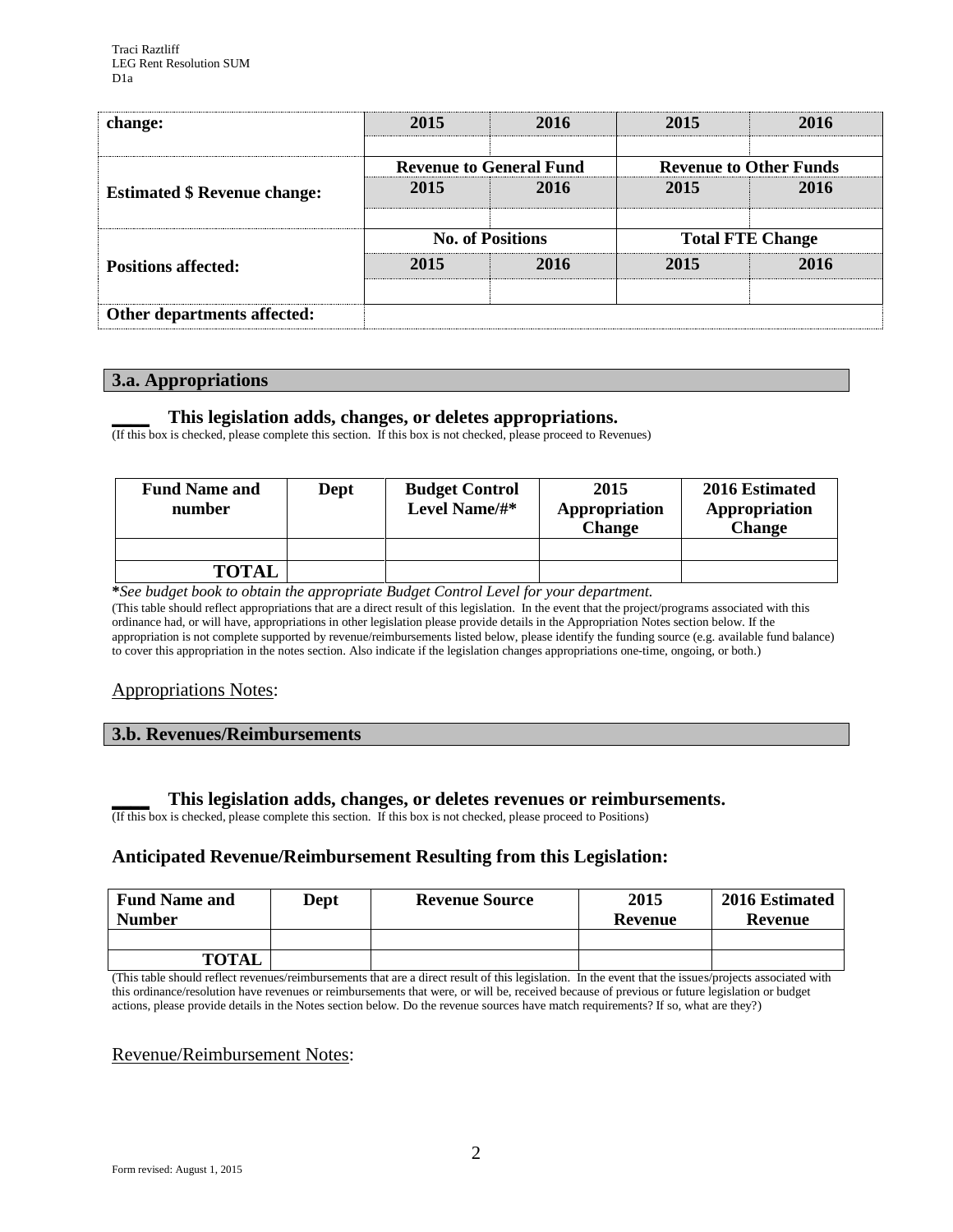| change: | 2015 | 2016 | 2015 | 2016 |
|---|---|---|---|---|
| | | | | |
| **Estimated $ Revenue change:** | **Revenue to General Fund** | | **Revenue to Other Funds** | |
| | 2015 | 2016 | 2015 | 2016 |
| | | | | |
| **Positions affected:** | **No. of Positions** | | **Total FTE Change** | |
| | 2015 | 2016 | 2015 | 2016 |
| | | | | |
| **Other departments affected:** | | | | |

## 3.a. Appropriations

**____ This legislation adds, changes, or deletes appropriations.**
(If this box is checked, please complete this section. If this box is not checked, please proceed to Revenues)

| Fund Name and number | Dept | Budget Control Level Name/#* | 2015 Appropriation Change | 2016 Estimated Appropriation Change |
|---|---|---|---|---|
| | | | | |
| **TOTAL** | | | | |

***See budget book to obtain the appropriate Budget Control Level for your department.***
(This table should reflect appropriations that are a direct result of this legislation. In the event that the project/programs associated with this ordinance had, or will have, appropriations in other legislation please provide details in the Appropriation Notes section below. If the appropriation is not complete supported by revenue/reimbursements listed below, please identify the funding source (e.g. available fund balance) to cover this appropriation in the notes section. Also indicate if the legislation changes appropriations one-time, ongoing, or both.)

Appropriations Notes:

## 3.b. Revenues/Reimbursements

**____ This legislation adds, changes, or deletes revenues or reimbursements.**
(If this box is checked, please complete this section. If this box is not checked, please proceed to Positions)

### Anticipated Revenue/Reimbursement Resulting from this Legislation:

| Fund Name and Number | Dept | Revenue Source | 2015 Revenue | 2016 Estimated Revenue |
|---|---|---|---|---|
| | | | | |
| **TOTAL** | | | | |

(This table should reflect revenues/reimbursements that are a direct result of this legislation. In the event that the issues/projects associated with this ordinance/resolution have revenues or reimbursements that were, or will be, received because of previous or future legislation or budget actions, please provide details in the Notes section below. Do the revenue sources have match requirements? If so, what are they?)

Revenue/Reimbursement Notes: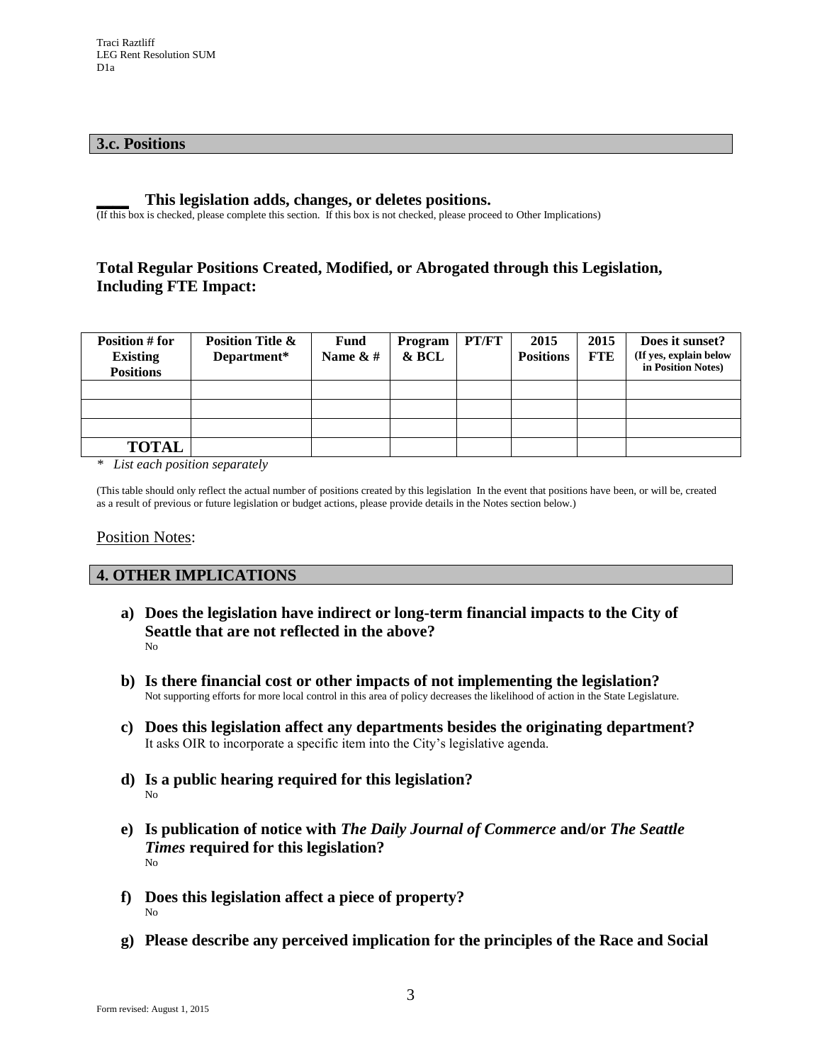## 3.c. Positions

____ **This legislation adds, changes, or deletes positions.**
(If this box is checked, please complete this section. If this box is not checked, please proceed to Other Implications)

### Total Regular Positions Created, Modified, or Abrogated through this Legislation, Including FTE Impact:

| Position # for Existing Positions | Position Title & Department* | Fund Name & # | Program & BCL | PT/FT | 2015 Positions | 2015 FTE | Does it sunset? (If yes, explain below in Position Notes) |
|---|---|---|---|---|---|---|---|
| | | | | | | | |
| | | | | | | | |
| | | | | | | | |
| **TOTAL** | | | | | | | |

* *List each position separately*

(This table should only reflect the actual number of positions created by this legislation In the event that positions have been, or will be, created as a result of previous or future legislation or budget actions, please provide details in the Notes section below.)

Position Notes:

## 4. OTHER IMPLICATIONS

**a) Does the legislation have indirect or long-term financial impacts to the City of Seattle that are not reflected in the above?**
No

**b) Is there financial cost or other impacts of not implementing the legislation?**
Not supporting efforts for more local control in this area of policy decreases the likelihood of action in the State Legislature.

**c) Does this legislation affect any departments besides the originating department?**
It asks OIR to incorporate a specific item into the City's legislative agenda.

**d) Is a public hearing required for this legislation?**
No

**e) Is publication of notice with *The Daily Journal of Commerce* and/or *The Seattle Times* required for this legislation?**
No

**f) Does this legislation affect a piece of property?**
No

**g) Please describe any perceived implication for the principles of the Race and Social**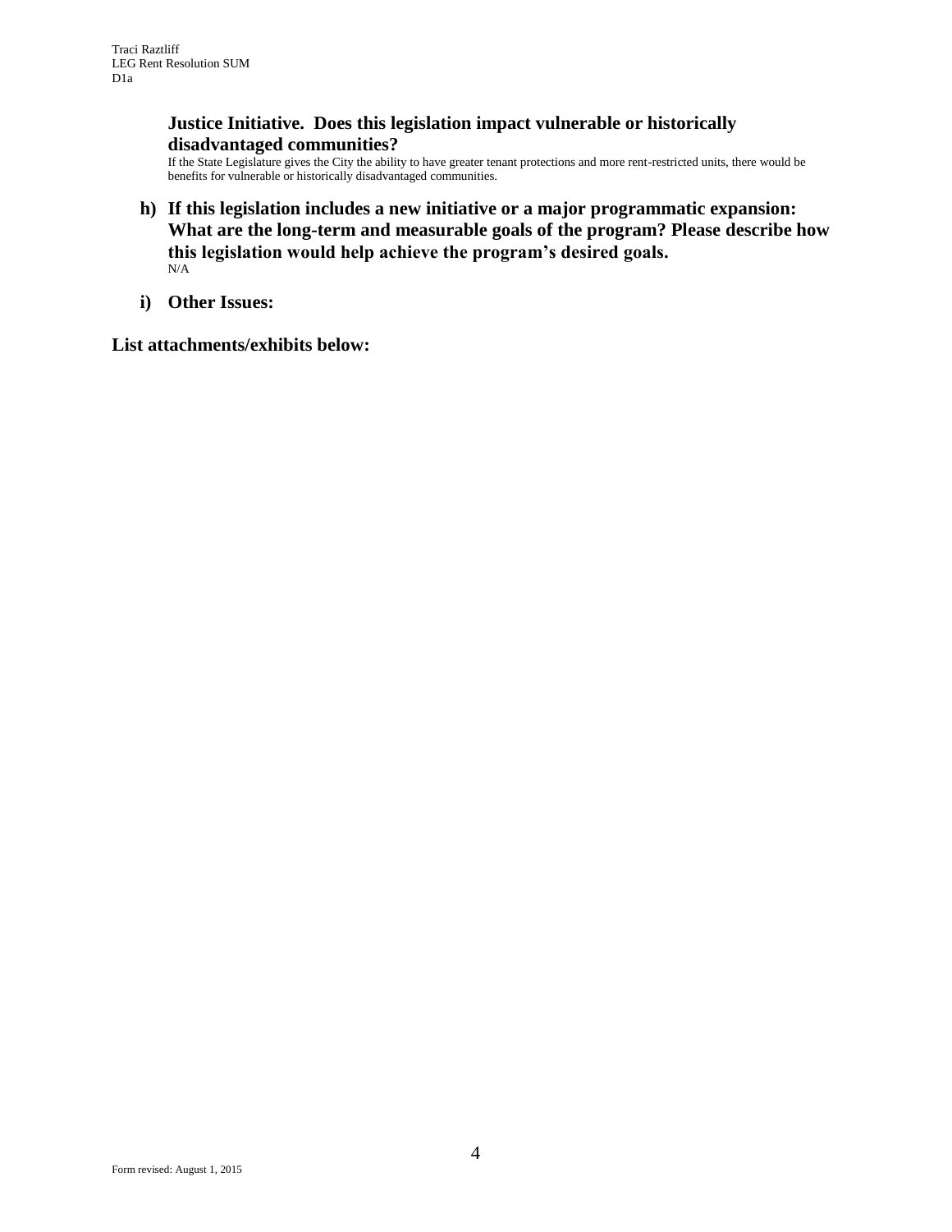**Justice Initiative. Does this legislation impact vulnerable or historically disadvantaged communities?**

If the State Legislature gives the City the ability to have greater tenant protections and more rent-restricted units, there would be benefits for vulnerable or historically disadvantaged communities.

**h) If this legislation includes a new initiative or a major programmatic expansion: What are the long-term and measurable goals of the program? Please describe how this legislation would help achieve the program's desired goals.**

N/A

**i) Other Issues:**

**List attachments/exhibits below:**